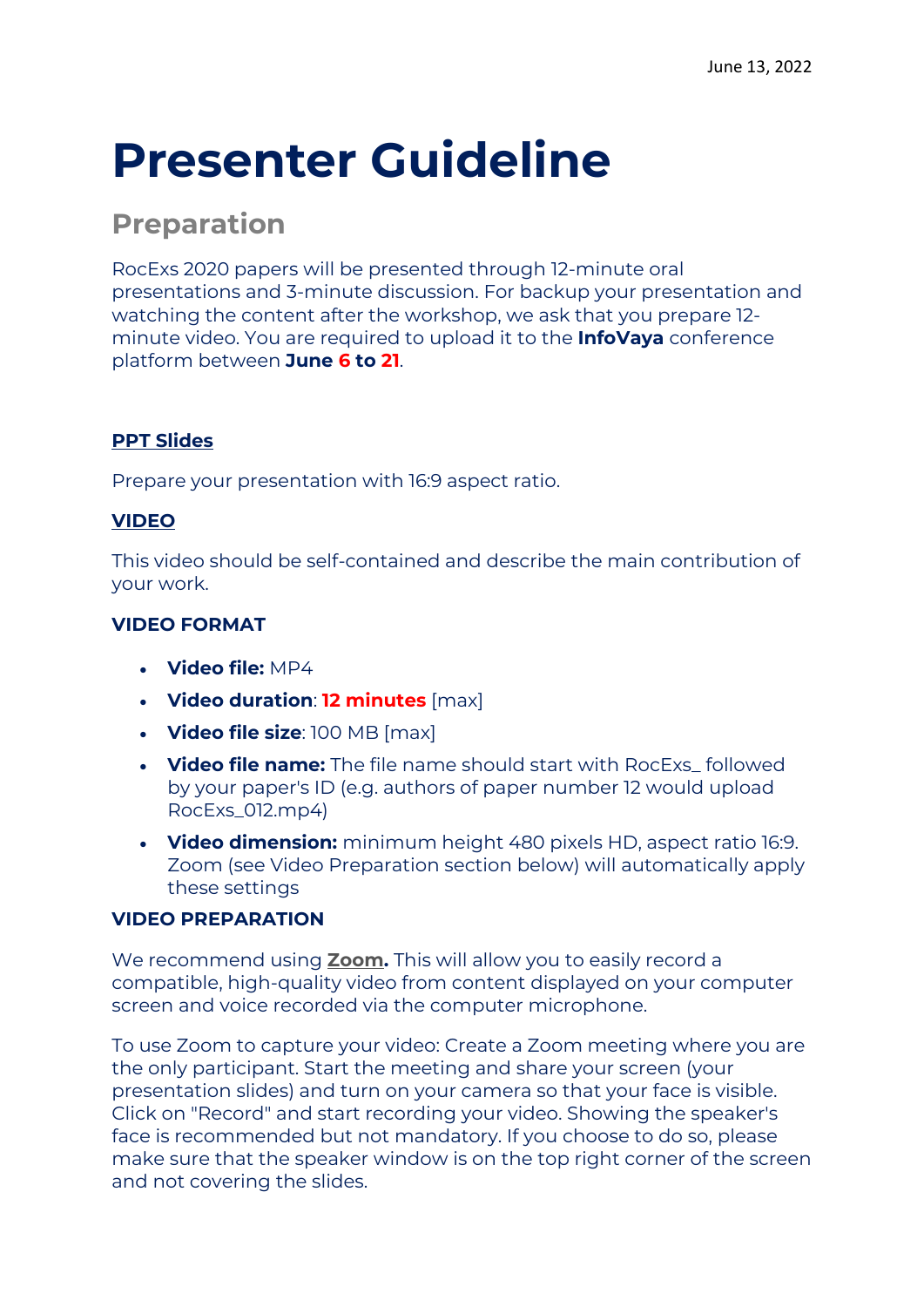June 13, 2022

# Presenter Guideline

## Preparation

RocExs 2020 papers will be presented through 12-minute oral presentations and 3-minute discussion. For backup your presentation and watching the content after the workshop, we ask that you prepare 12-minute video. You are required to upload it to the **InfoVaya** conference platform between **June 6 to 21**.

### PPT Slides

Prepare your presentation with 16:9 aspect ratio.

### VIDEO

This video should be self-contained and describe the main contribution of your work.

#### VIDEO FORMAT

- **Video file:** MP4
- **Video duration**: **12 minutes** [max]
- **Video file size**: 100 MB [max]
- **Video file name:** The file name should start with RocExs_ followed by your paper's ID (e.g. authors of paper number 12 would upload RocExs_012.mp4)
- **Video dimension:** minimum height 480 pixels HD, aspect ratio 16:9. Zoom (see Video Preparation section below) will automatically apply these settings

#### VIDEO PREPARATION

We recommend using **Zoom.** This will allow you to easily record a compatible, high-quality video from content displayed on your computer screen and voice recorded via the computer microphone.

To use Zoom to capture your video: Create a Zoom meeting where you are the only participant. Start the meeting and share your screen (your presentation slides) and turn on your camera so that your face is visible. Click on "Record" and start recording your video. Showing the speaker's face is recommended but not mandatory. If you choose to do so, please make sure that the speaker window is on the top right corner of the screen and not covering the slides.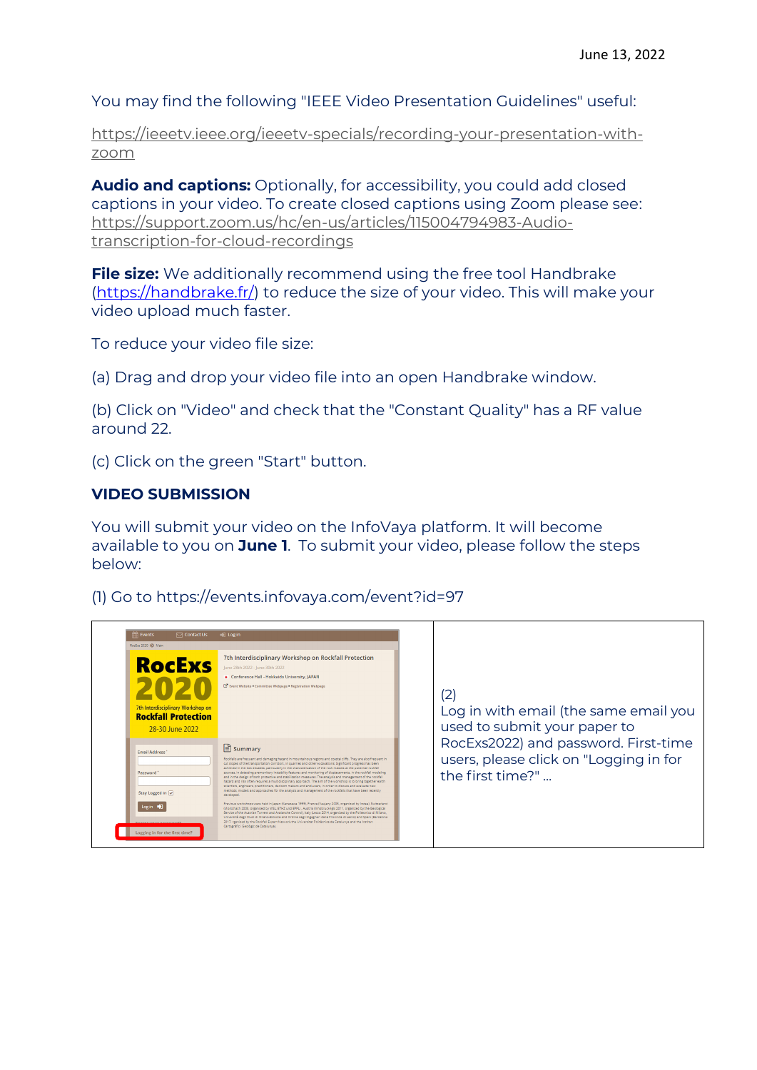June 13, 2022

You may find the following "IEEE Video Presentation Guidelines" useful:

https://ieeetv.ieee.org/ieeetv-specials/recording-your-presentation-with-zoom

**Audio and captions:** Optionally, for accessibility, you could add closed captions in your video. To create closed captions using Zoom please see: https://support.zoom.us/hc/en-us/articles/115004794983-Audio-transcription-for-cloud-recordings

**File size:** We additionally recommend using the free tool Handbrake (https://handbrake.fr/) to reduce the size of your video. This will make your video upload much faster.

To reduce your video file size:

(a) Drag and drop your video file into an open Handbrake window.

(b) Click on "Video" and check that the "Constant Quality" has a RF value around 22.

(c) Click on the green "Start" button.

### VIDEO SUBMISSION

You will submit your video on the InfoVaya platform. It will become available to you on **June 1**. To submit your video, please follow the steps below:

(1) Go to https://events.infovaya.com/event?id=97

| | |
|---|---|
| | (2) Log in with email (the same email you used to submit your paper to RocExs2022) and password. First-time users, please click on "Logging in for the first time?" ... |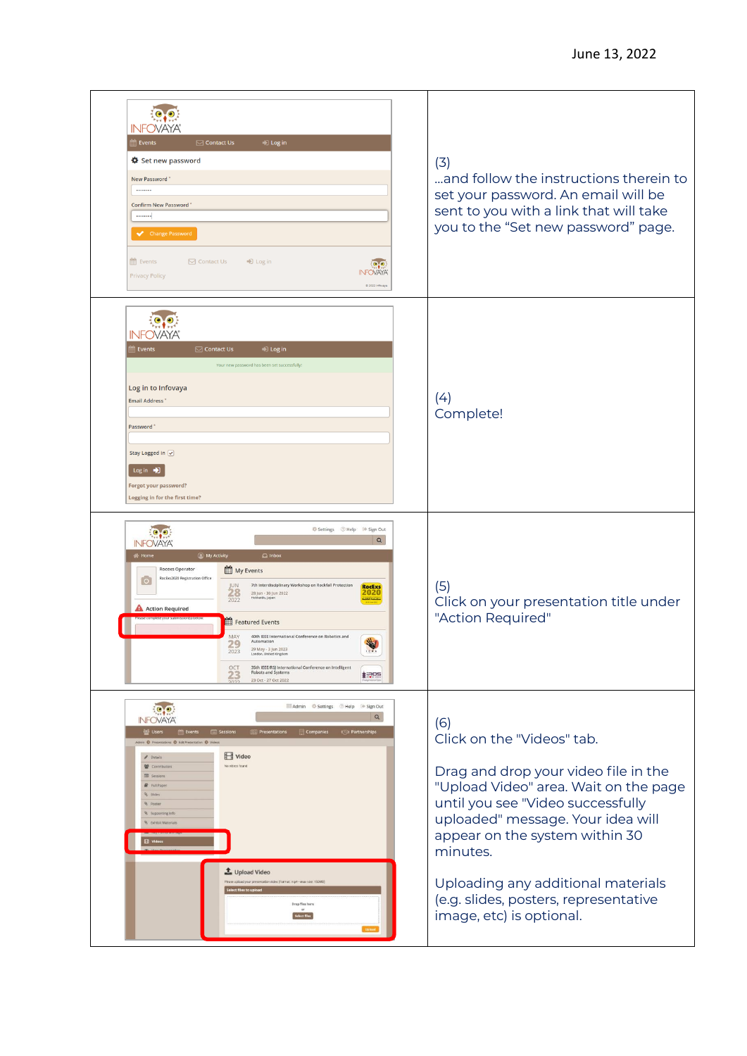June 13, 2022

| | |
|---|---|
| | (3)<br>...and follow the instructions therein to set your password. An email will be sent to you with a link that will take you to the "Set new password" page. |
| | (4)<br>Complete! |
| | (5)<br>Click on your presentation title under "Action Required" |
| | (6)<br>Click on the "Videos" tab.<br><br>Drag and drop your video file in the "Upload Video" area. Wait on the page until you see "Video successfully uploaded" message. Your idea will appear on the system within 30 minutes.<br><br>Uploading any additional materials (e.g. slides, posters, representative image, etc) is optional. |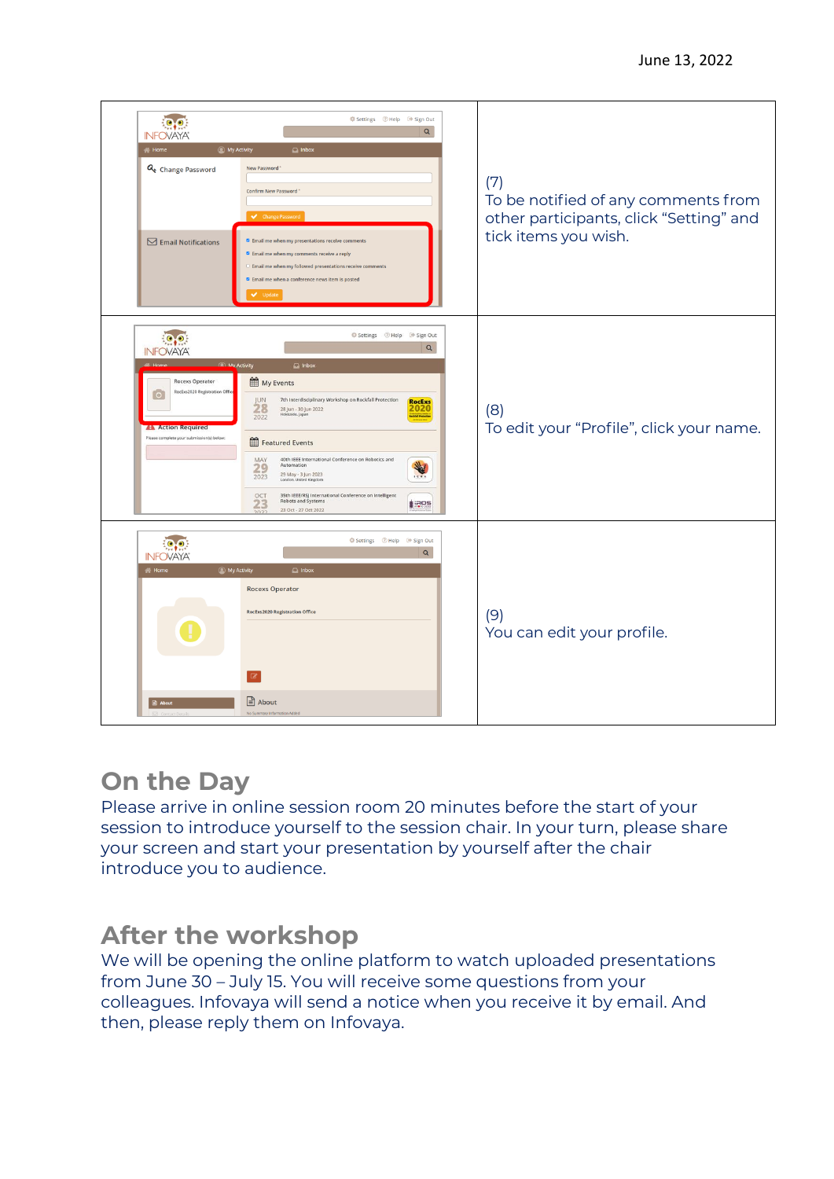June 13, 2022

| | |
|---|---|
| | (7) To be notified of any comments from other participants, click “Setting” and tick items you wish. |
| | (8) To edit your “Profile”, click your name. |
| | (9) You can edit your profile. |

## On the Day

Please arrive in online session room 20 minutes before the start of your session to introduce yourself to the session chair. In your turn, please share your screen and start your presentation by yourself after the chair introduce you to audience.

## After the workshop

We will be opening the online platform to watch uploaded presentations from June 30 – July 15. You will receive some questions from your colleagues. Infovaya will send a notice when you receive it by email. And then, please reply them on Infovaya.